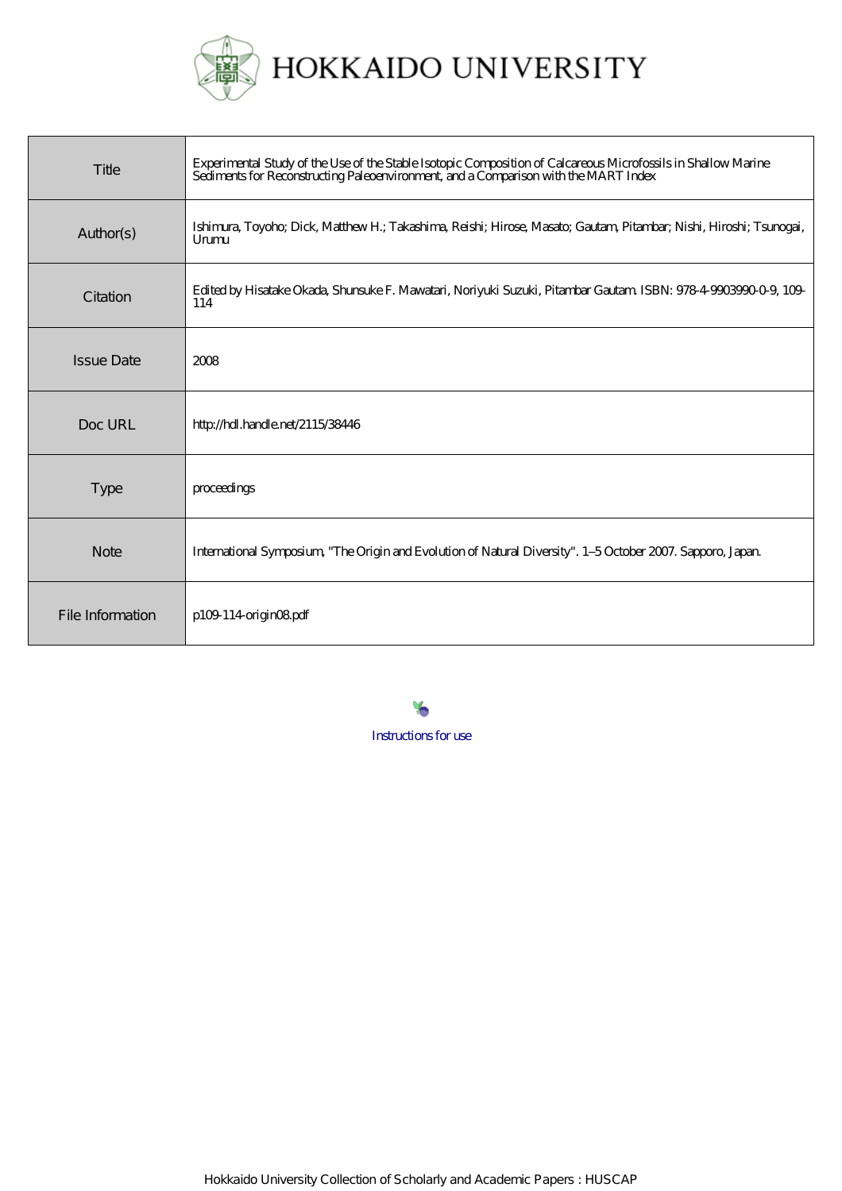# HOKKAIDO UNIVERSITY

| Title | Experimental Study of the Use of the Stable Isotopic Composition of Calcareous Microfossils in Shallow Marine Sediments for Reconstructing Paleoenvironment, and a Comparison with the MART Index |
|---|---|
| Author(s) | Ishimura, Toyoho; Dick, Matthew H.; Takashima, Reishi; Hirose, Masato; Gautam, Pitambar; Nishi, Hiroshi; Tsunogai, Urumu |
| Citation | Edited by Hisatake Okada, Shunsuke F. Mawatari, Noriyuki Suzuki, Pitambar Gautam. ISBN: 978-4-9903990-0-9, 109-114 |
| Issue Date | 2008 |
| Doc URL | http://hdl.handle.net/2115/38446 |
| Type | proceedings |
| Note | International Symposium, "The Origin and Evolution of Natural Diversity". 1–5 October 2007. Sapporo, Japan. |
| File Information | p109-114-origin08.pdf |

Instructions for use

Hokkaido University Collection of Scholarly and Academic Papers : HUSCAP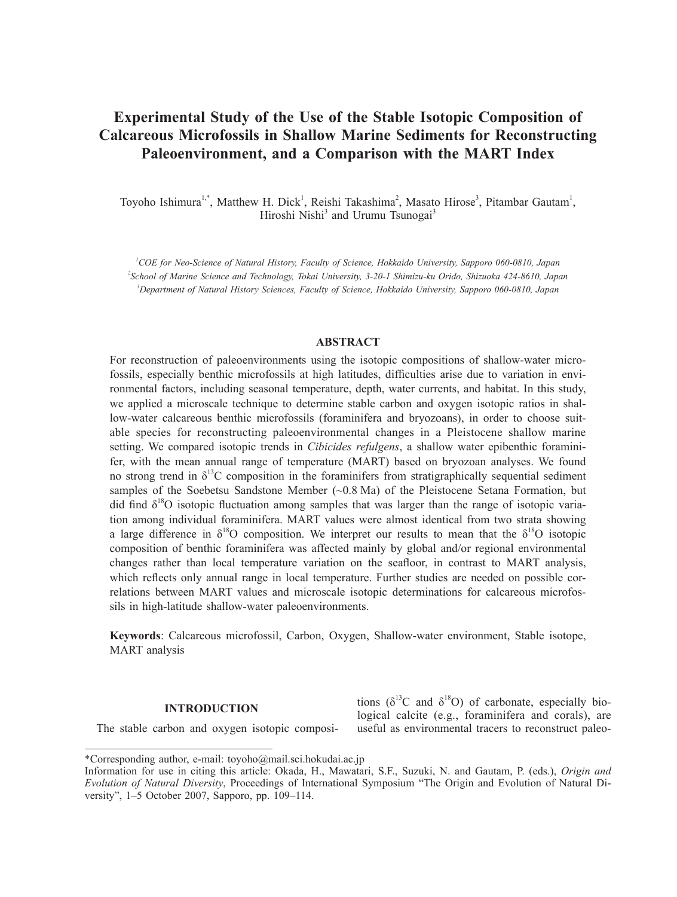# Experimental Study of the Use of the Stable Isotopic Composition of Calcareous Microfossils in Shallow Marine Sediments for Reconstructing Paleoenvironment, and a Comparison with the MART Index

Toyoho Ishimura[1,*], Matthew H. Dick[1], Reishi Takashima[2], Masato Hirose[3], Pitambar Gautam[1], Hiroshi Nishi[3] and Urumu Tsunogai[3]

[1]*COE for Neo-Science of Natural History, Faculty of Science, Hokkaido University, Sapporo 060-0810, Japan*
[2]*School of Marine Science and Technology, Tokai University, 3-20-1 Shimizu-ku Orido, Shizuoka 424-8610, Japan*
[3]*Department of Natural History Sciences, Faculty of Science, Hokkaido University, Sapporo 060-0810, Japan*

## ABSTRACT

For reconstruction of paleoenvironments using the isotopic compositions of shallow-water microfossils, especially benthic microfossils at high latitudes, difficulties arise due to variation in environmental factors, including seasonal temperature, depth, water currents, and habitat. In this study, we applied a microscale technique to determine stable carbon and oxygen isotopic ratios in shallow-water calcareous benthic microfossils (foraminifera and bryozoans), in order to choose suitable species for reconstructing paleoenvironmental changes in a Pleistocene shallow marine setting. We compared isotopic trends in *Cibicides refulgens*, a shallow water epibenthic foraminifer, with the mean annual range of temperature (MART) based on bryozoan analyses. We found no strong trend in $\delta^{13}C$ composition in the foraminifers from stratigraphically sequential sediment samples of the Soebetsu Sandstone Member (~0.8 Ma) of the Pleistocene Setana Formation, but did find $\delta^{18}O$ isotopic fluctuation among samples that was larger than the range of isotopic variation among individual foraminifera. MART values were almost identical from two strata showing a large difference in $\delta^{18}O$ composition. We interpret our results to mean that the $\delta^{18}O$ isotopic composition of benthic foraminifera was affected mainly by global and/or regional environmental changes rather than local temperature variation on the seafloor, in contrast to MART analysis, which reflects only annual range in local temperature. Further studies are needed on possible correlations between MART values and microscale isotopic determinations for calcareous microfossils in high-latitude shallow-water paleoenvironments.

**Keywords**: Calcareous microfossil, Carbon, Oxygen, Shallow-water environment, Stable isotope, MART analysis

## INTRODUCTION

The stable carbon and oxygen isotopic compositions ($\delta^{13}C$ and $\delta^{18}O$) of carbonate, especially biological calcite (e.g., foraminifera and corals), are useful as environmental tracers to reconstruct paleo-

*Corresponding author, e-mail: toyoho@mail.sci.hokudai.ac.jp
Information for use in citing this article: Okada, H., Mawatari, S.F., Suzuki, N. and Gautam, P. (eds.), *Origin and Evolution of Natural Diversity*, Proceedings of International Symposium "The Origin and Evolution of Natural Diversity", 1–5 October 2007, Sapporo, pp. 109–114.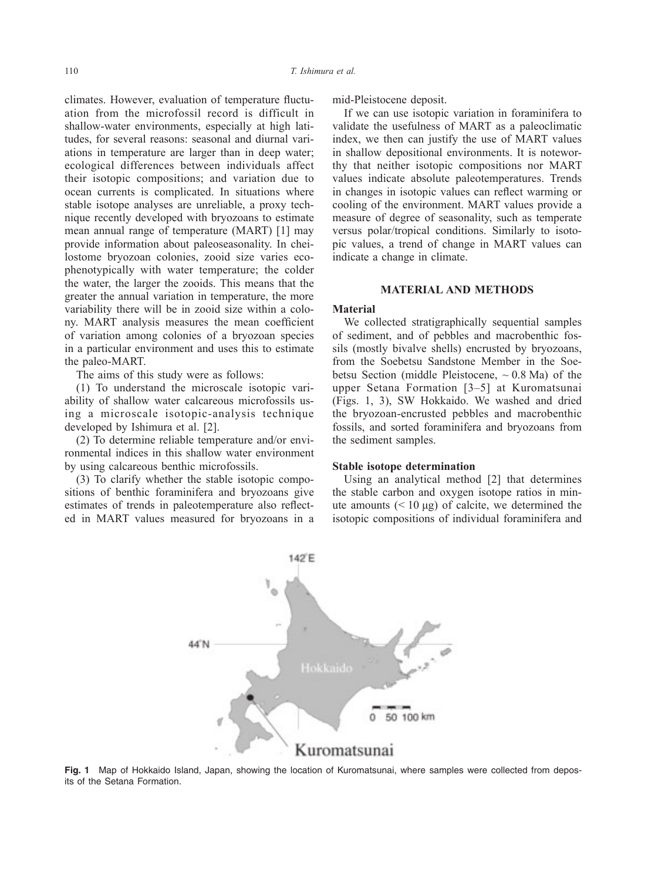climates. However, evaluation of temperature fluctuation from the microfossil record is difficult in shallow-water environments, especially at high latitudes, for several reasons: seasonal and diurnal variations in temperature are larger than in deep water; ecological differences between individuals affect their isotopic compositions; and variation due to ocean currents is complicated. In situations where stable isotope analyses are unreliable, a proxy technique recently developed with bryozoans to estimate mean annual range of temperature (MART) [1] may provide information about paleoseasonality. In cheilostome bryozoan colonies, zooid size varies ecophenotypically with water temperature; the colder the water, the larger the zooids. This means that the greater the annual variation in temperature, the more variability there will be in zooid size within a colony. MART analysis measures the mean coefficient of variation among colonies of a bryozoan species in a particular environment and uses this to estimate the paleo-MART.

The aims of this study were as follows:

(1) To understand the microscale isotopic variability of shallow water calcareous microfossils using a microscale isotopic-analysis technique developed by Ishimura et al. [2].

(2) To determine reliable temperature and/or environmental indices in this shallow water environment by using calcareous benthic microfossils.

(3) To clarify whether the stable isotopic compositions of benthic foraminifera and bryozoans give estimates of trends in paleotemperature also reflected in MART values measured for bryozoans in a mid-Pleistocene deposit.

If we can use isotopic variation in foraminifera to validate the usefulness of MART as a paleoclimatic index, we then can justify the use of MART values in shallow depositional environments. It is noteworthy that neither isotopic compositions nor MART values indicate absolute paleotemperatures. Trends in changes in isotopic values can reflect warming or cooling of the environment. MART values provide a measure of degree of seasonality, such as temperate versus polar/tropical conditions. Similarly to isotopic values, a trend of change in MART values can indicate a change in climate.

## MATERIAL AND METHODS

### Material

We collected stratigraphically sequential samples of sediment, and of pebbles and macrobenthic fossils (mostly bivalve shells) encrusted by bryozoans, from the Soebetsu Sandstone Member in the Soebetsu Section (middle Pleistocene, ~ 0.8 Ma) of the upper Setana Formation [3–5] at Kuromatsunai (Figs. 1, 3), SW Hokkaido. We washed and dried the bryozoan-encrusted pebbles and macrobenthic fossils, and sorted foraminifera and bryozoans from the sediment samples.

### Stable isotope determination

Using an analytical method [2] that determines the stable carbon and oxygen isotope ratios in minute amounts (< 10 μg) of calcite, we determined the isotopic compositions of individual foraminifera and

**Fig. 1** Map of Hokkaido Island, Japan, showing the location of Kuromatsunai, where samples were collected from deposits of the Setana Formation.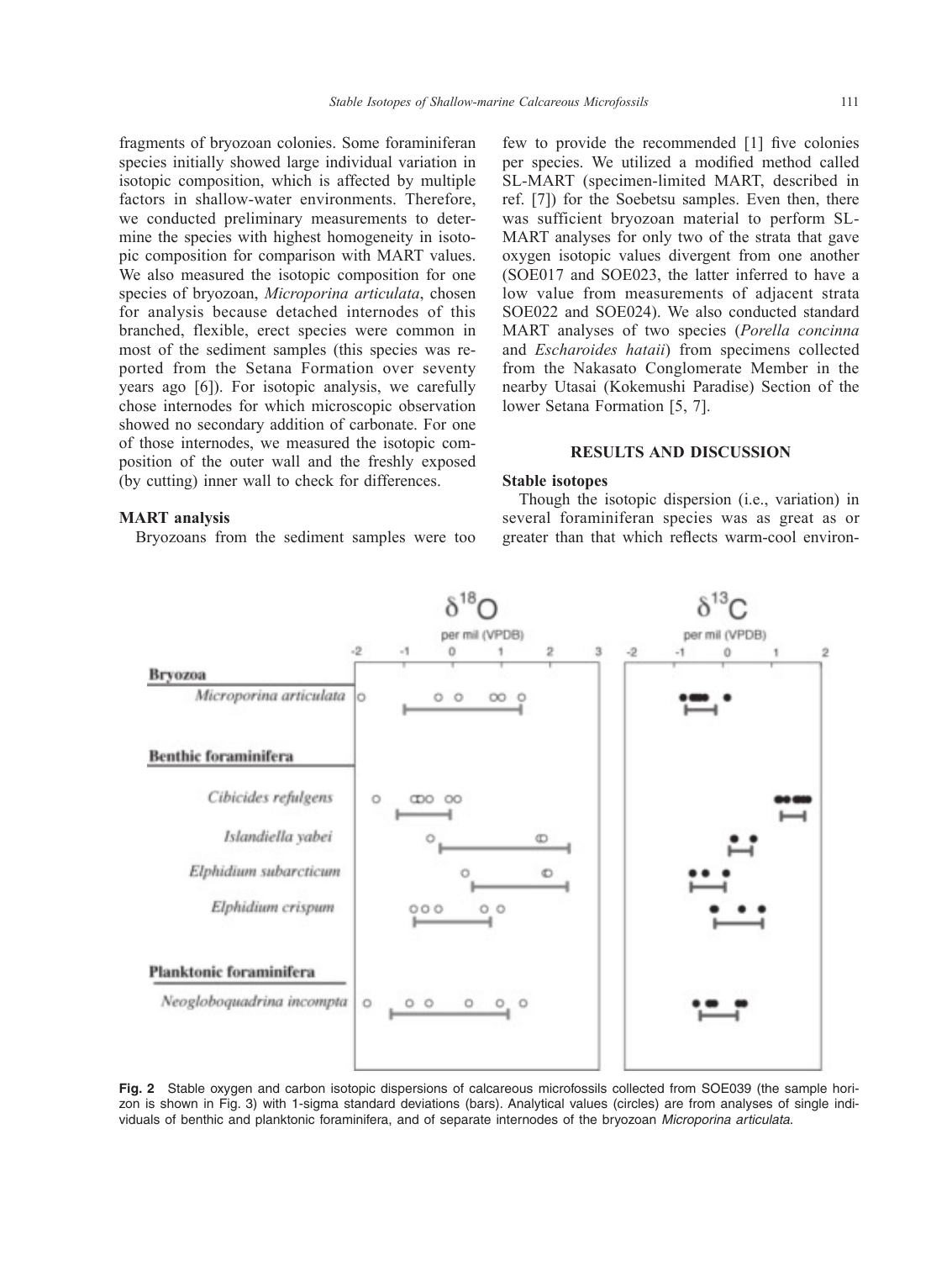fragments of bryozoan colonies. Some foraminiferan species initially showed large individual variation in isotopic composition, which is affected by multiple factors in shallow-water environments. Therefore, we conducted preliminary measurements to determine the species with highest homogeneity in isotopic composition for comparison with MART values. We also measured the isotopic composition for one species of bryozoan, *Microporina articulata*, chosen for analysis because detached internodes of this branched, flexible, erect species were common in most of the sediment samples (this species was reported from the Setana Formation over seventy years ago [6]). For isotopic analysis, we carefully chose internodes for which microscopic observation showed no secondary addition of carbonate. For one of those internodes, we measured the isotopic composition of the outer wall and the freshly exposed (by cutting) inner wall to check for differences.

### MART analysis

Bryozoans from the sediment samples were too few to provide the recommended [1] five colonies per species. We utilized a modified method called SL-MART (specimen-limited MART, described in ref. [7]) for the Soebetsu samples. Even then, there was sufficient bryozoan material to perform SL-MART analyses for only two of the strata that gave oxygen isotopic values divergent from one another (SOE017 and SOE023, the latter inferred to have a low value from measurements of adjacent strata SOE022 and SOE024). We also conducted standard MART analyses of two species (*Porella concinna* and *Escharoides hataii*) from specimens collected from the Nakasato Conglomerate Member in the nearby Utasai (Kokemushi Paradise) Section of the lower Setana Formation [5, 7].

## RESULTS AND DISCUSSION

### Stable isotopes

Though the isotopic dispersion (i.e., variation) in several foraminiferan species was as great as or greater than that which reflects warm-cool environ-

**Fig. 2** Stable oxygen and carbon isotopic dispersions of calcareous microfossils collected from SOE039 (the sample horizon is shown in Fig. 3) with 1-sigma standard deviations (bars). Analytical values (circles) are from analyses of single individuals of benthic and planktonic foraminifera, and of separate internodes of the bryozoan *Microporina articulata*.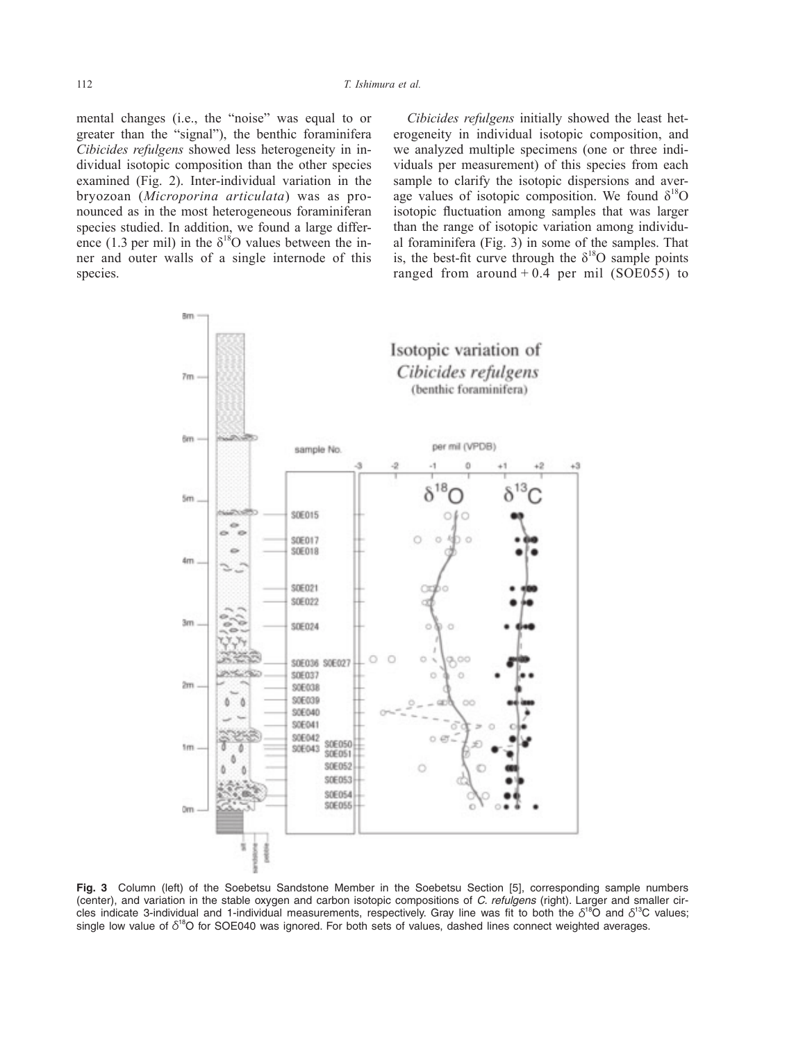mental changes (i.e., the "noise" was equal to or greater than the "signal"), the benthic foraminifera *Cibicides refulgens* showed less heterogeneity in individual isotopic composition than the other species examined (Fig. 2). Inter-individual variation in the bryozoan (*Microporina articulata*) was as pronounced as in the most heterogeneous foraminiferan species studied. In addition, we found a large difference (1.3 per mil) in the $\delta^{18}O$ values between the inner and outer walls of a single internode of this species.

*Cibicides refulgens* initially showed the least heterogeneity in individual isotopic composition, and we analyzed multiple specimens (one or three individuals per measurement) of this species from each sample to clarify the isotopic dispersions and average values of isotopic composition. We found $\delta^{18}O$ isotopic fluctuation among samples that was larger than the range of isotopic variation among individual foraminifera (Fig. 3) in some of the samples. That is, the best-fit curve through the $\delta^{18}O$ sample points ranged from around + 0.4 per mil (SOE055) to

**Fig. 3** Column (left) of the Soebetsu Sandstone Member in the Soebetsu Section [5], corresponding sample numbers (center), and variation in the stable oxygen and carbon isotopic compositions of *C. refulgens* (right). Larger and smaller circles indicate 3-individual and 1-individual measurements, respectively. Gray line was fit to both the $\delta^{18}O$ and $\delta^{13}C$ values; single low value of $\delta^{18}O$ for SOE040 was ignored. For both sets of values, dashed lines connect weighted averages.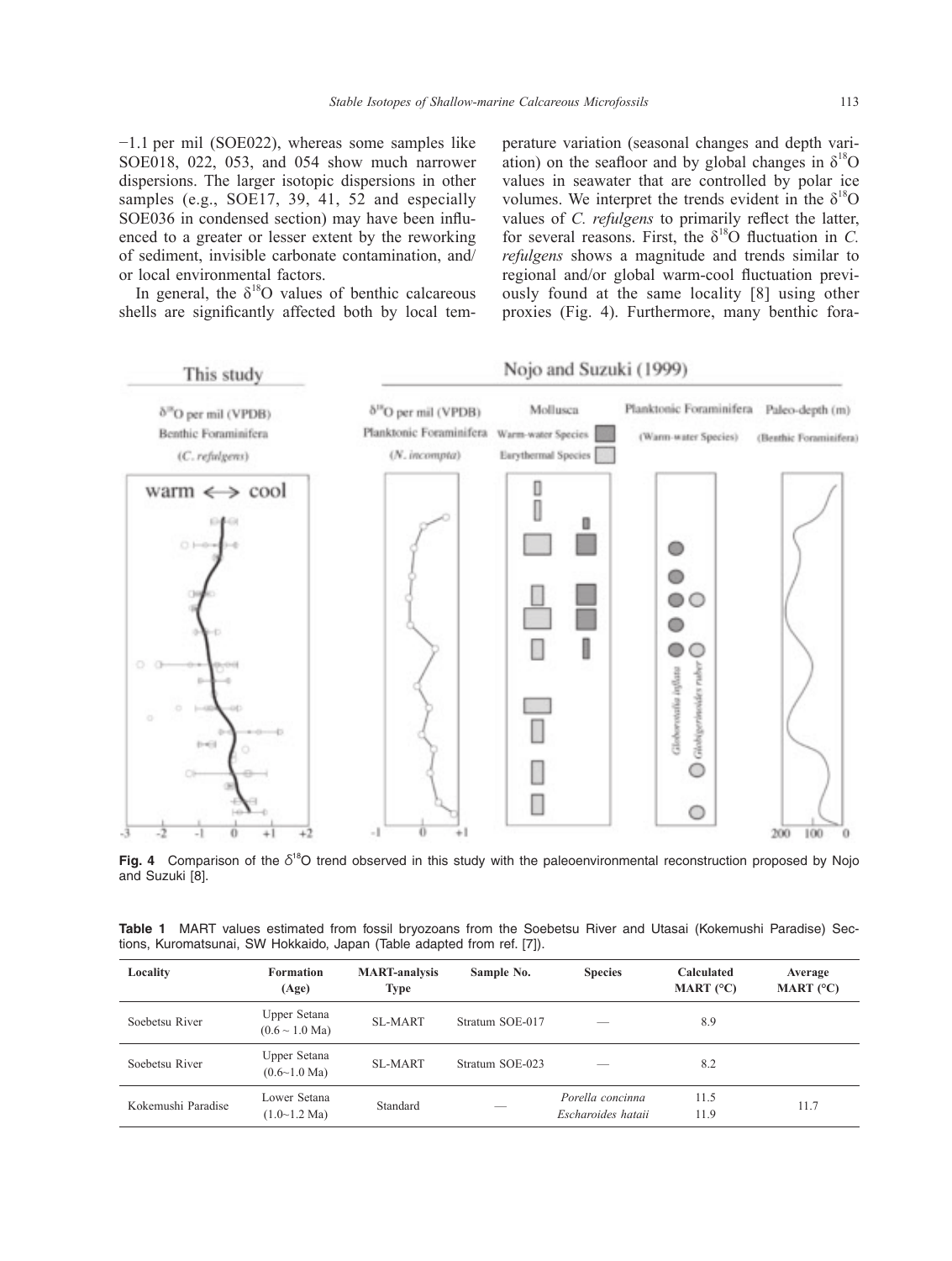−1.1 per mil (SOE022), whereas some samples like SOE018, 022, 053, and 054 show much narrower dispersions. The larger isotopic dispersions in other samples (e.g., SOE17, 39, 41, 52 and especially SOE036 in condensed section) may have been influenced to a greater or lesser extent by the reworking of sediment, invisible carbonate contamination, and/or local environmental factors.

In general, the $\delta^{18}O$ values of benthic calcareous shells are significantly affected both by local temperature variation (seasonal changes and depth variation) on the seafloor and by global changes in $\delta^{18}O$ values in seawater that are controlled by polar ice volumes. We interpret the trends evident in the $\delta^{18}O$ values of *C. refulgens* to primarily reflect the latter, for several reasons. First, the $\delta^{18}O$ fluctuation in *C. refulgens* shows a magnitude and trends similar to regional and/or global warm-cool fluctuation previously found at the same locality [8] using other proxies (Fig. 4). Furthermore, many benthic fora-

**Fig. 4** Comparison of the $\delta^{18}O$ trend observed in this study with the paleoenvironmental reconstruction proposed by Nojo and Suzuki [8].

**Table 1** MART values estimated from fossil bryozoans from the Soebetsu River and Utasai (Kokemushi Paradise) Sections, Kuromatsunai, SW Hokkaido, Japan (Table adapted from ref. [7]).

| Locality | Formation (Age) | MART-analysis Type | Sample No. | Species | Calculated MART (°C) | Average MART (°C) |
|---|---|---|---|---|---|---|
| Soebetsu River | Upper Setana (0.6 ~ 1.0 Ma) | SL-MART | Stratum SOE-017 | — | 8.9 | |
| Soebetsu River | Upper Setana (0.6~1.0 Ma) | SL-MART | Stratum SOE-023 | — | 8.2 | |
| Kokemushi Paradise | Lower Setana (1.0~1.2 Ma) | Standard | — | *Porella concinna* *Escharoides hataii* | 11.5 11.9 | 11.7 |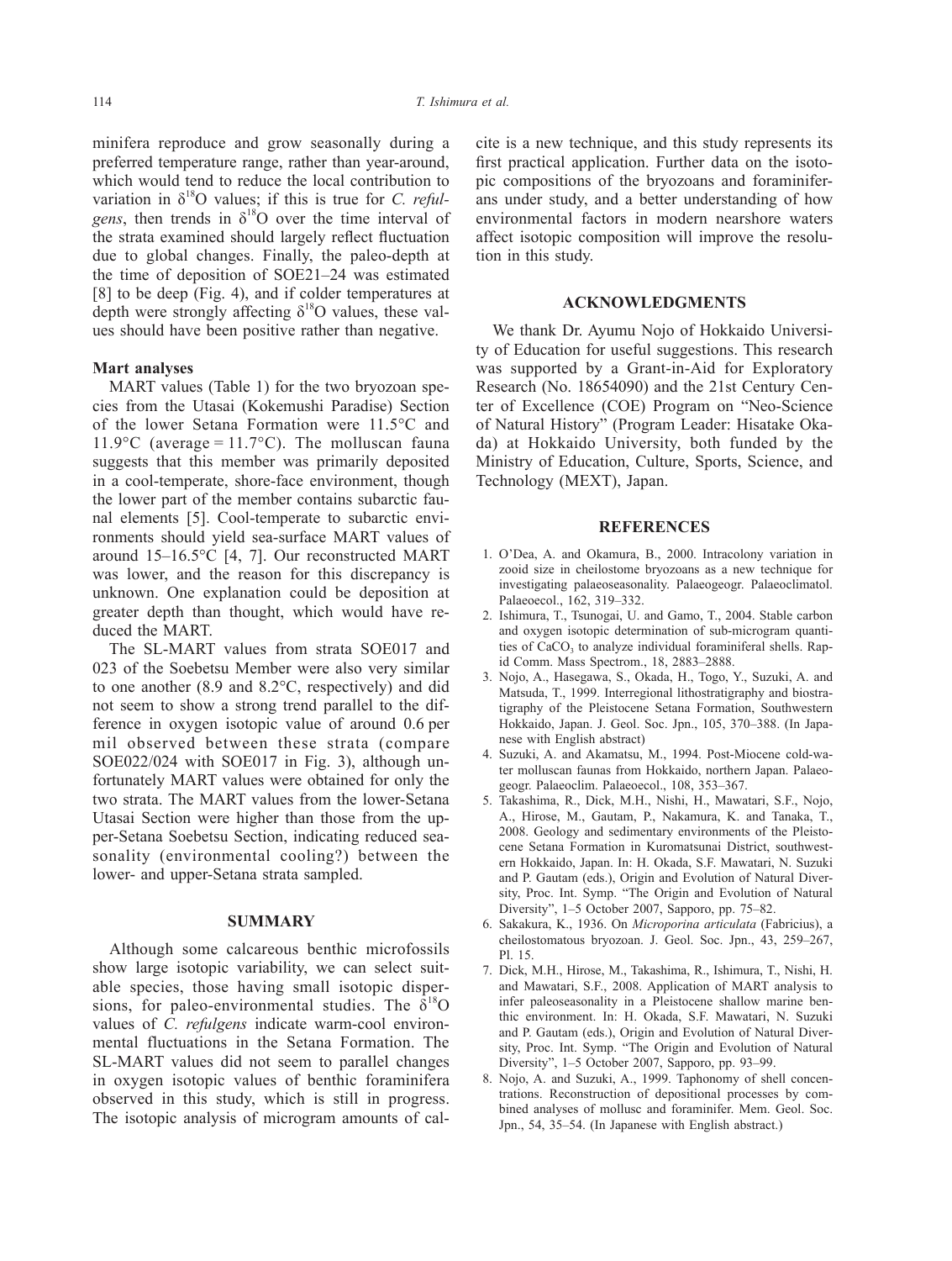minifera reproduce and grow seasonally during a preferred temperature range, rather than year-around, which would tend to reduce the local contribution to variation in $\delta^{18}O$ values; if this is true for *C. refulgens*, then trends in $\delta^{18}O$ over the time interval of the strata examined should largely reflect fluctuation due to global changes. Finally, the paleo-depth at the time of deposition of SOE21–24 was estimated [8] to be deep (Fig. 4), and if colder temperatures at depth were strongly affecting $\delta^{18}O$ values, these values should have been positive rather than negative.

### Mart analyses

MART values (Table 1) for the two bryozoan species from the Utasai (Kokemushi Paradise) Section of the lower Setana Formation were 11.5°C and 11.9°C (average = 11.7°C). The molluscan fauna suggests that this member was primarily deposited in a cool-temperate, shore-face environment, though the lower part of the member contains subarctic faunal elements [5]. Cool-temperate to subarctic environments should yield sea-surface MART values of around 15–16.5°C [4, 7]. Our reconstructed MART was lower, and the reason for this discrepancy is unknown. One explanation could be deposition at greater depth than thought, which would have reduced the MART.

The SL-MART values from strata SOE017 and 023 of the Soebetsu Member were also very similar to one another (8.9 and 8.2°C, respectively) and did not seem to show a strong trend parallel to the difference in oxygen isotopic value of around 0.6 per mil observed between these strata (compare SOE022/024 with SOE017 in Fig. 3), although unfortunately MART values were obtained for only the two strata. The MART values from the lower-Setana Utasai Section were higher than those from the upper-Setana Soebetsu Section, indicating reduced seasonality (environmental cooling?) between the lower- and upper-Setana strata sampled.

## SUMMARY

Although some calcareous benthic microfossils show large isotopic variability, we can select suitable species, those having small isotopic dispersions, for paleo-environmental studies. The $\delta^{18}O$ values of *C. refulgens* indicate warm-cool environmental fluctuations in the Setana Formation. The SL-MART values did not seem to parallel changes in oxygen isotopic values of benthic foraminifera observed in this study, which is still in progress. The isotopic analysis of microgram amounts of calcite is a new technique, and this study represents its first practical application. Further data on the isotopic compositions of the bryozoans and foraminiferans under study, and a better understanding of how environmental factors in modern nearshore waters affect isotopic composition will improve the resolution in this study.

## ACKNOWLEDGMENTS

We thank Dr. Ayumu Nojo of Hokkaido University of Education for useful suggestions. This research was supported by a Grant-in-Aid for Exploratory Research (No. 18654090) and the 21st Century Center of Excellence (COE) Program on "Neo-Science of Natural History" (Program Leader: Hisatake Okada) at Hokkaido University, both funded by the Ministry of Education, Culture, Sports, Science, and Technology (MEXT), Japan.

## REFERENCES

1. O'Dea, A. and Okamura, B., 2000. Intracolony variation in zooid size in cheilostome bryozoans as a new technique for investigating palaeoseasonality. Palaeogeogr. Palaeoclimatol. Palaeoecol., 162, 319–332.
2. Ishimura, T., Tsunogai, U. and Gamo, T., 2004. Stable carbon and oxygen isotopic determination of sub-microgram quantities of $CaCO_3$ to analyze individual foraminiferal shells. Rapid Comm. Mass Spectrom., 18, 2883–2888.
3. Nojo, A., Hasegawa, S., Okada, H., Togo, Y., Suzuki, A. and Matsuda, T., 1999. Interregional lithostratigraphy and biostratigraphy of the Pleistocene Setana Formation, Southwestern Hokkaido, Japan. J. Geol. Soc. Jpn., 105, 370–388. (In Japanese with English abstract)
4. Suzuki, A. and Akamatsu, M., 1994. Post-Miocene cold-water molluscan faunas from Hokkaido, northern Japan. Palaeogeogr. Palaeoclim. Palaeoecol., 108, 353–367.
5. Takashima, R., Dick, M.H., Nishi, H., Mawatari, S.F., Nojo, A., Hirose, M., Gautam, P., Nakamura, K. and Tanaka, T., 2008. Geology and sedimentary environments of the Pleistocene Setana Formation in Kuromatsunai District, southwestern Hokkaido, Japan. In: H. Okada, S.F. Mawatari, N. Suzuki and P. Gautam (eds.), Origin and Evolution of Natural Diversity, Proc. Int. Symp. "The Origin and Evolution of Natural Diversity", 1–5 October 2007, Sapporo, pp. 75–82.
6. Sakakura, K., 1936. On *Microporina articulata* (Fabricius), a cheilostomatous bryozoan. J. Geol. Soc. Jpn., 43, 259–267, Pl. 15.
7. Dick, M.H., Hirose, M., Takashima, R., Ishimura, T., Nishi, H. and Mawatari, S.F., 2008. Application of MART analysis to infer paleoseasonality in a Pleistocene shallow marine benthic environment. In: H. Okada, S.F. Mawatari, N. Suzuki and P. Gautam (eds.), Origin and Evolution of Natural Diversity, Proc. Int. Symp. "The Origin and Evolution of Natural Diversity", 1–5 October 2007, Sapporo, pp. 93–99.
8. Nojo, A. and Suzuki, A., 1999. Taphonomy of shell concentrations. Reconstruction of depositional processes by combined analyses of mollusc and foraminifer. Mem. Geol. Soc. Jpn., 54, 35–54. (In Japanese with English abstract.)